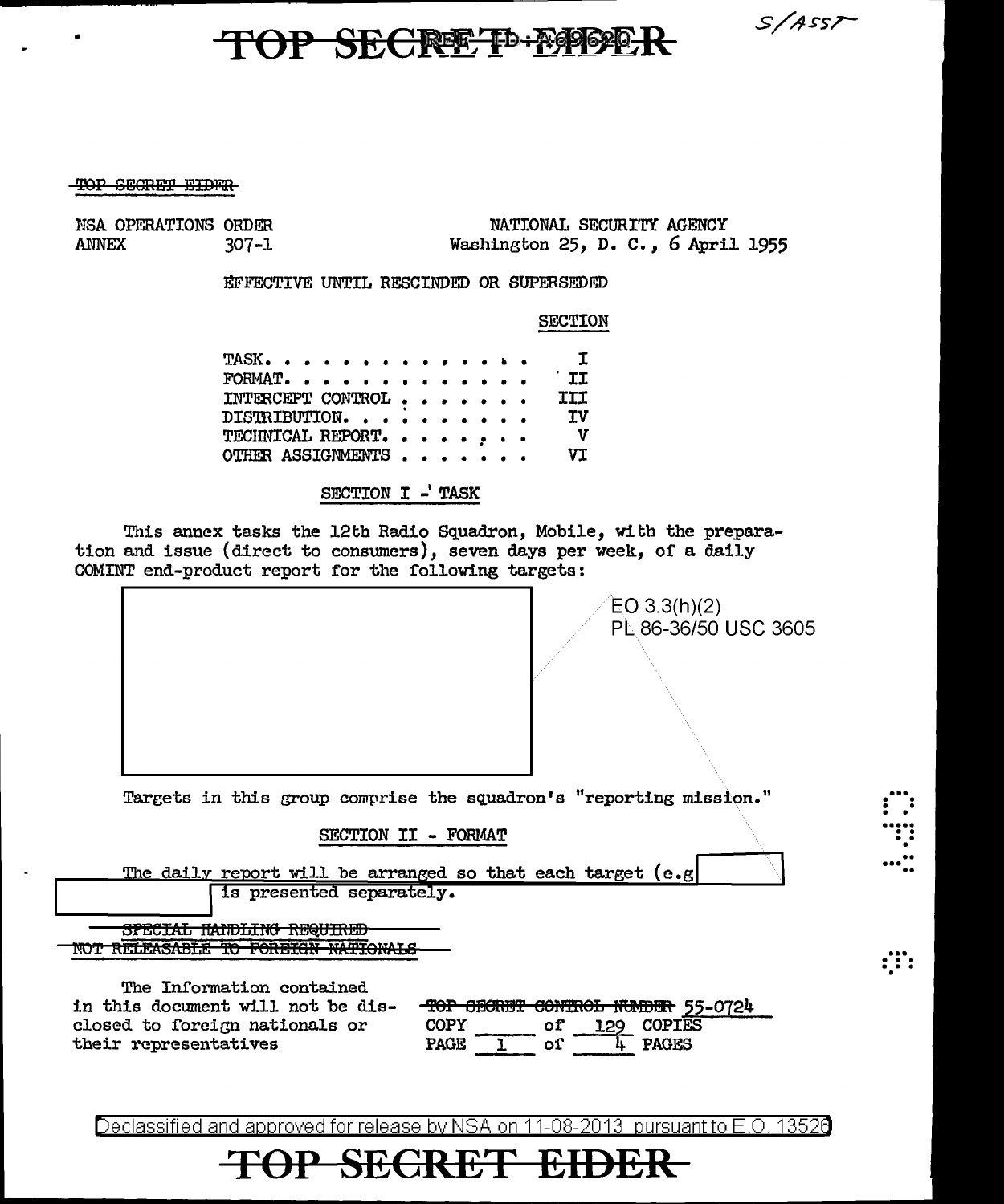TOP SECRET EIDER

NSA OPERATIONS ORDER
ANNEX 307-1

NATIONAL SECURITY AGENCY
Washington 25, D. C., 6 April 1955

EFFECTIVE UNTIL RESCINDED OR SUPERSEDED

| | SECTION |
|---|---|
| TASK | I |
| FORMAT | II |
| INTERCEPT CONTROL | III |
| DISTRIBUTION | IV |
| TECHNICAL REPORT | V |
| OTHER ASSIGNMENTS | VI |

## SECTION I - TASK

This annex tasks the 12th Radio Squadron, Mobile, with the preparation and issue (direct to consumers), seven days per week, of a daily COMINT end-product report for the following targets:

[REDACTED]

EO 3.3(h)(2)
PL 86-36/50 USC 3605

Targets in this group comprise the squadron's "reporting mission."

## SECTION II - FORMAT

The daily report will be arranged so that each target (e.g [REDACTED] [REDACTED] is presented separately.

~~SPECIAL HANDLING REQUIRED~~
~~NOT RELEASABLE TO FOREIGN NATIONALS~~

The Information contained in this document will not be disclosed to foreign nationals or their representatives

~~TOP SECRET CONTROL NUMBER~~ 55-0724
COPY \_\_\_\_ of 129 COPIES
PAGE 1 of 4 PAGES

Declassified and approved for release by NSA on 11-08-2013 pursuant to E.O. 13526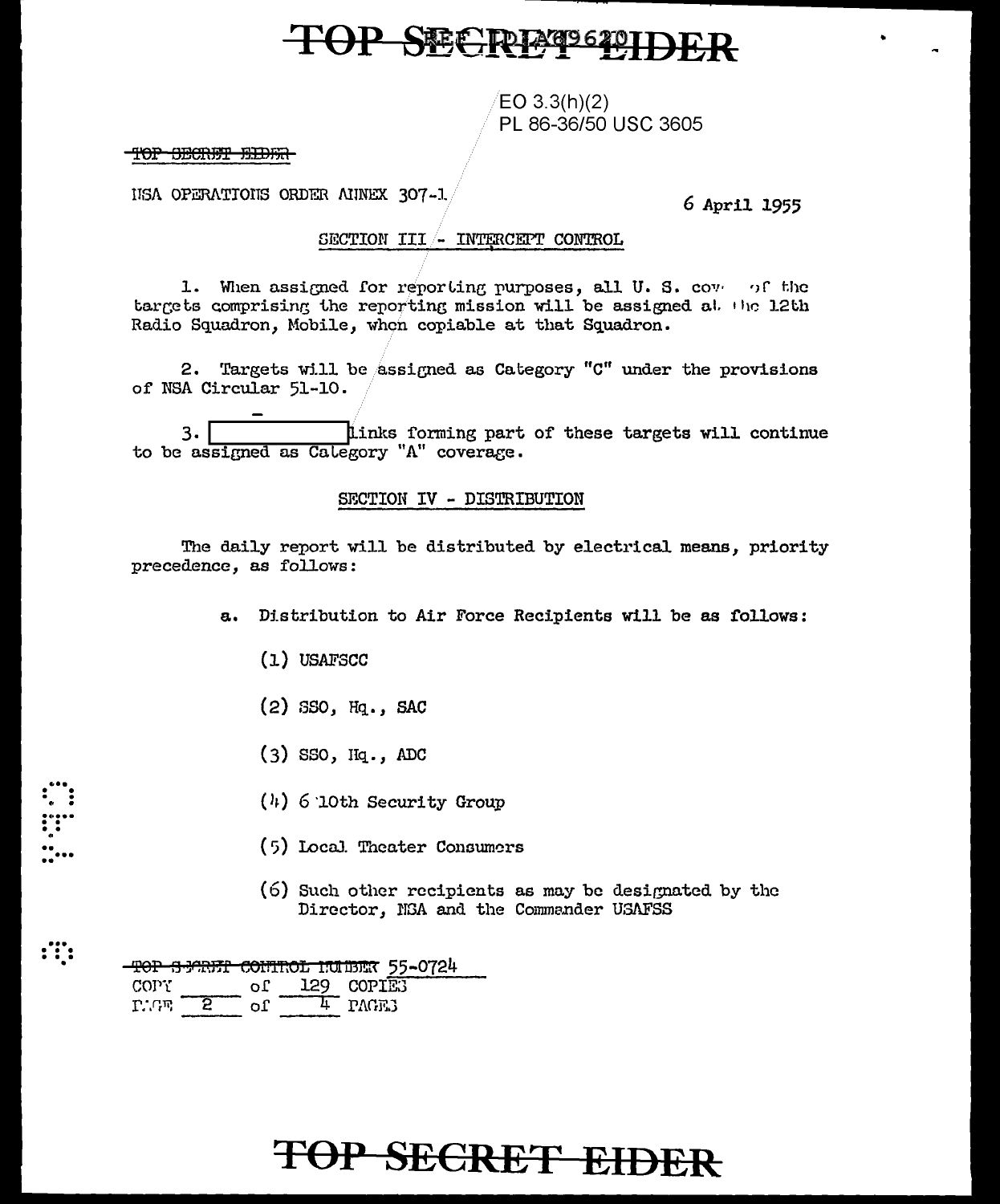EO 3.3(h)(2)
PL 86-36/50 USC 3605

~~TOP SECRET EIDER~~

NSA OPERATIONS ORDER ANNEX 307-1

6 April 1955

SECTION III - INTERCEPT CONTROL

1. When assigned for reporting purposes, all U. S. cov of the targets comprising the reporting mission will be assigned at the 12th Radio Squadron, Mobile, when copiable at that Squadron.

2. Targets will be assigned as Category "C" under the provisions of NSA Circular 51-10.

3. [ ] links forming part of these targets will continue to be assigned as Category "A" coverage.

SECTION IV - DISTRIBUTION

The daily report will be distributed by electrical means, priority precedence, as follows:

a. Distribution to Air Force Recipients will be as follows:

(1) USAFSCC

(2) SSO, Hq., SAC

(3) SSO, Hq., ADC

(4) 6 10th Security Group

(5) Local Theater Consumers

(6) Such other recipients as may be designated by the Director, NSA and the Commander USAFSS

~~TOP SECRET CONTROL NUMBER~~ 55-0724
COPY ____ of 129 COPIES
PAGE 2 of 4 PAGES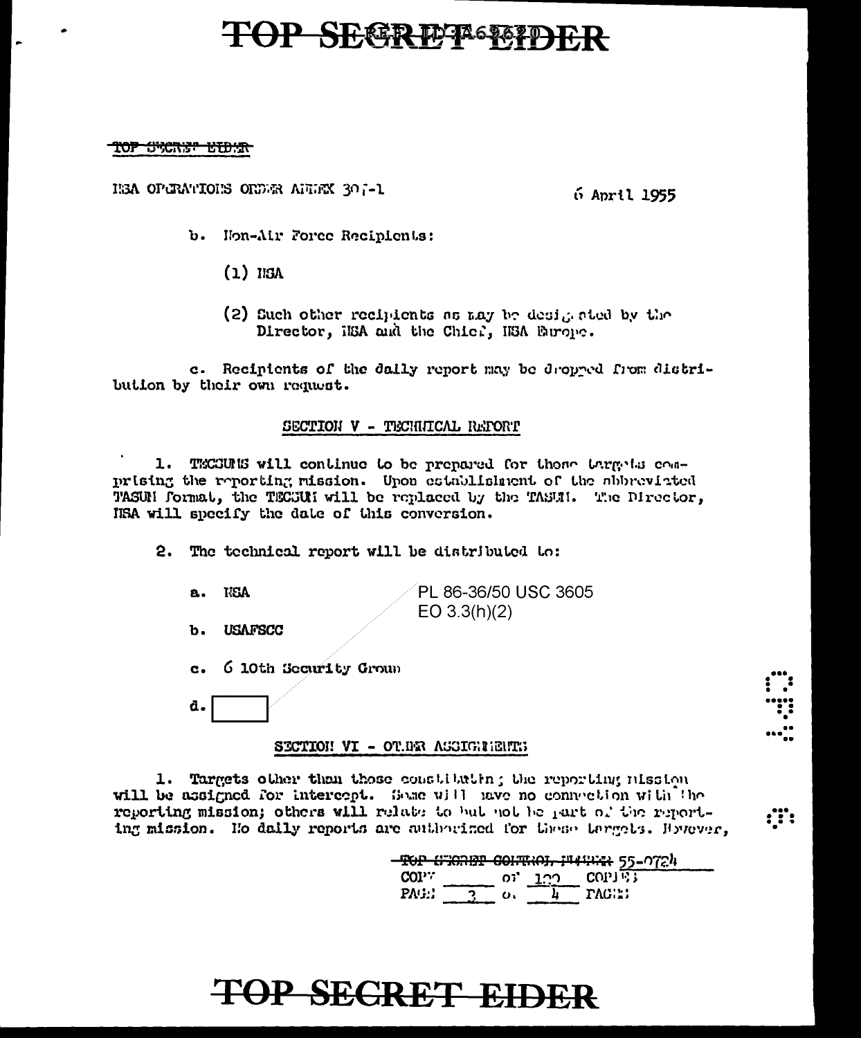TOP SECRET EIDER

NSA OPERATIONS ORDER ANNEX 307-1 — 6 April 1955

b. Non-Air Force Recipients:

(1) NSA

(2) Such other recipients as may be designated by the Director, NSA and the Chief, NSA Europe.

c. Recipients of the daily report may be dropped from distribution by their own request.

SECTION V - TECHNICAL REPORT

1. TECSUMS will continue to be prepared for those targets comprising the reporting mission. Upon establishment of the abbreviated TASUM format, the TECSUM will be replaced by the TASUM. The Director, NSA will specify the date of this conversion.

2. The technical report will be distributed to:

a. NSA

b. USAFSCC

c. 6 10th Security Group

d. [redacted]

PL 86-36/50 USC 3605
EO 3.3(h)(2)

SECTION VI - OTHER ASSIGNMENTS

1. Targets other than those constituting the reporting mission will be assigned for intercept. Some will have no connection with the reporting mission; others will relate to but not be part of the reporting mission. No daily reports are authorized for these targets. However,

TOP SECRET CONTROL NUMBER 55-0724
COPY ____ OF 100 COPIES
PAGE 3 OF 4 PAGES

TOP SECRET EIDER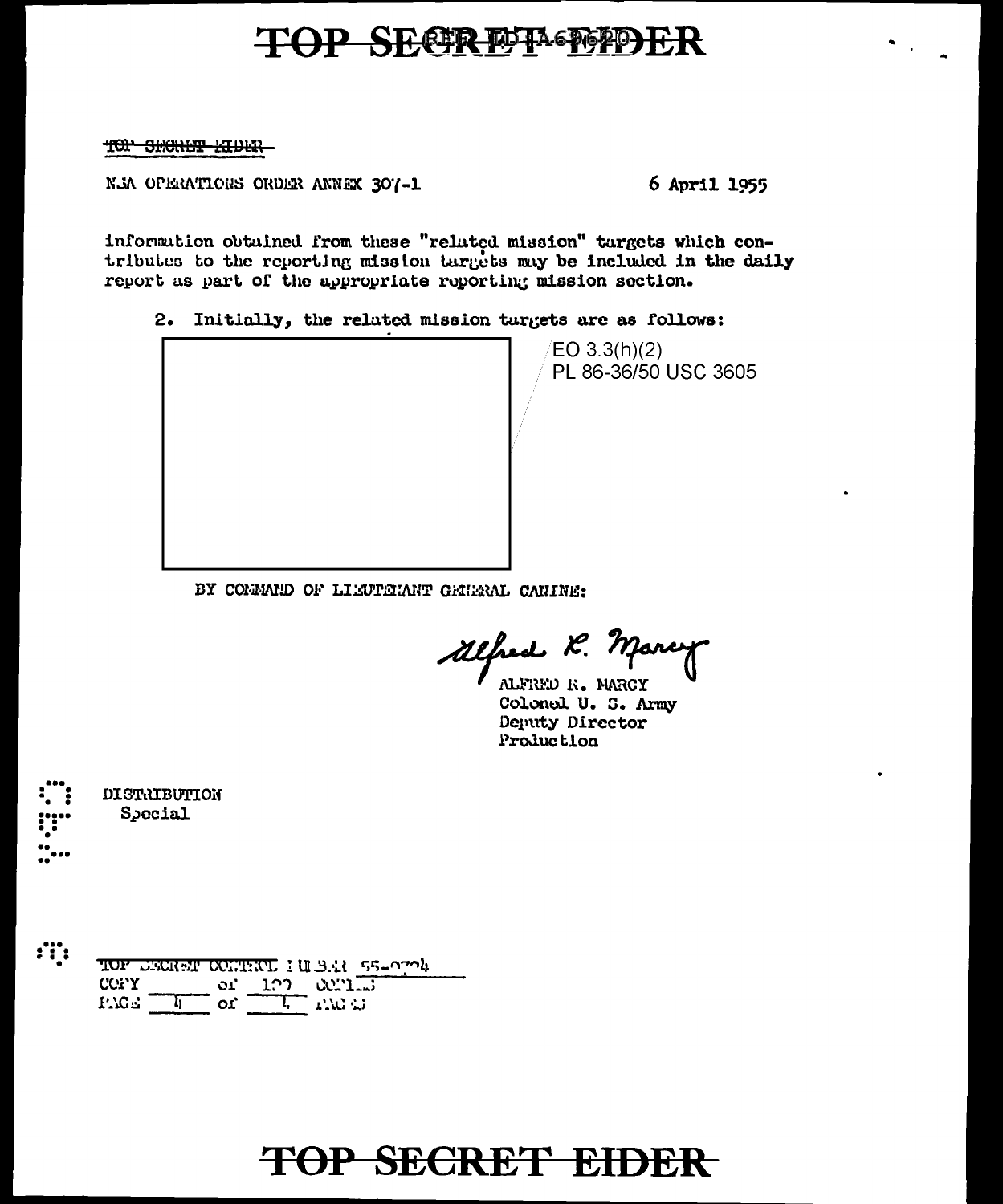TOP SECRET EIDER

NSA OPERATIONS ORDER ANNEX 307-1

6 April 1955

information obtained from these "related mission" targets which contributes to the reporting mission targets may be included in the daily report as part of the appropriate reporting mission section.

2. Initially, the related mission targets are as follows:

EO 3.3(h)(2)
PL 86-36/50 USC 3605

BY COMMAND OF LIEUTENANT GENERAL CANINE:

Alfred R. Marcy

ALFRED R. MARCY
Colonel U. S. Army
Deputy Director
Production

DISTRIBUTION
Special

TOP SECRET CONTROL NUMBER 55-0704
COPY ____ of 107 COPIES
PAGE 4 of 4 PAGES

TOP SECRET EIDER